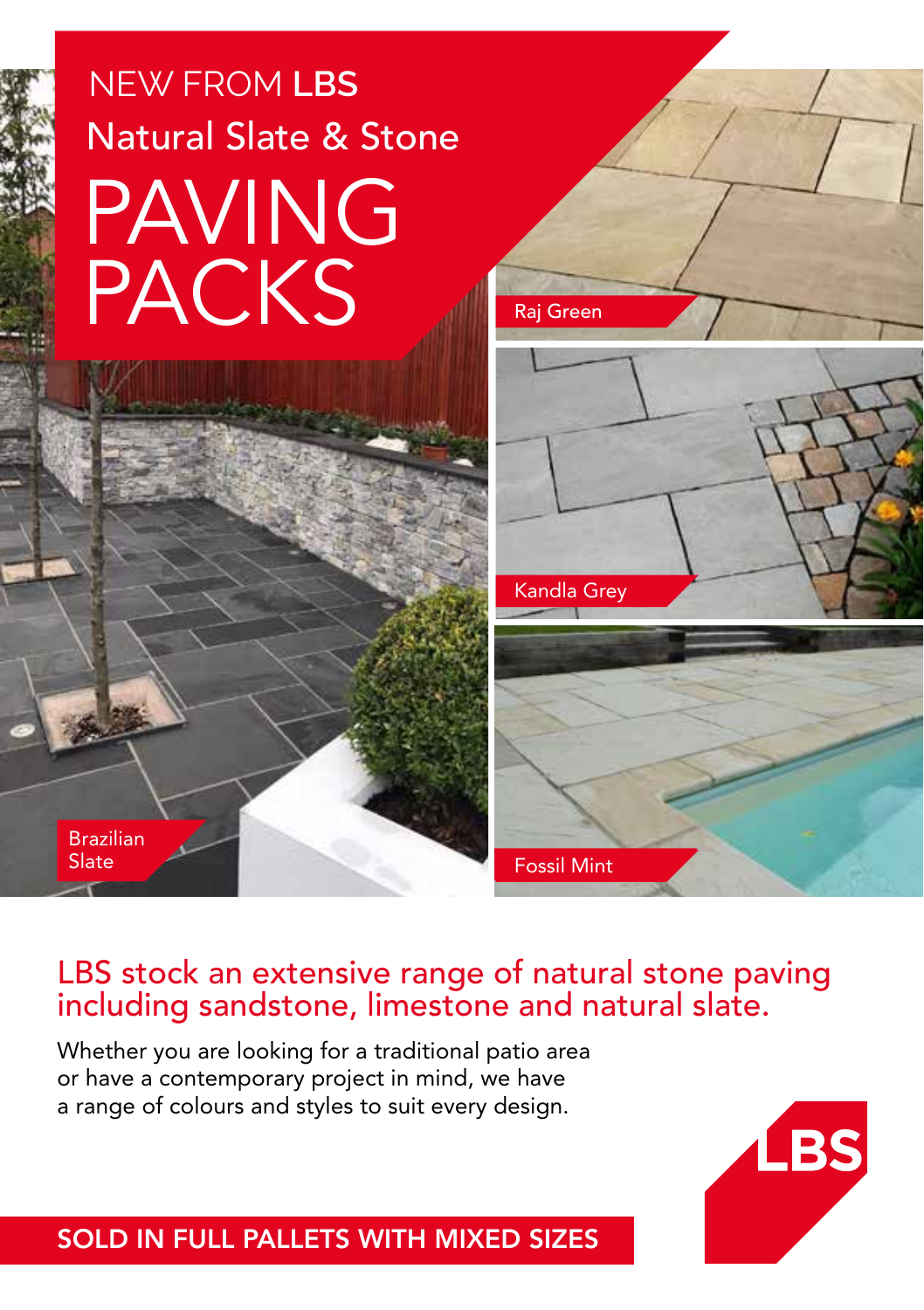NEW FROM **LBS**

Natural Slate & Stone

# PAVING PACKS

Raj Green

Kandla Grey

Fossil Mint

Brazilian Slate

## LBS stock an extensive range of natural stone paving including sandstone, limestone and natural slate.

Whether you are looking for a traditional patio area or have a contemporary project in mind, we have a range of colours and styles to suit every design.

**SOLD IN FULL PALLETS WITH MIXED SIZES**

LBS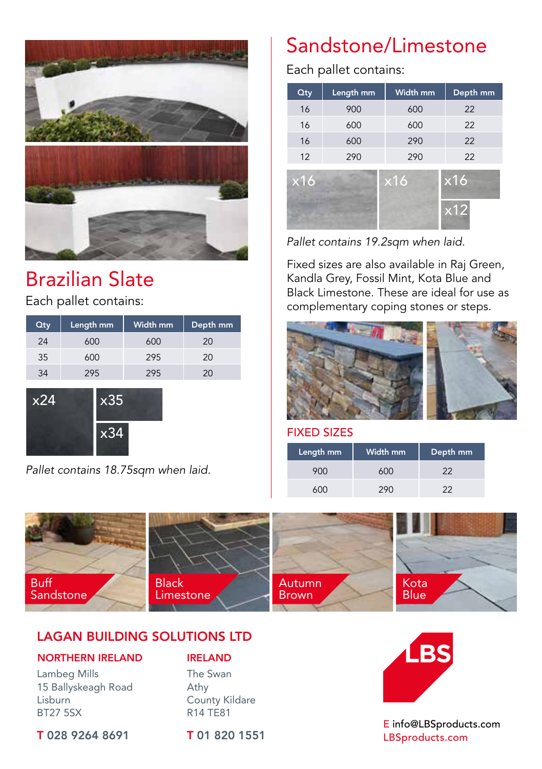# Brazilian Slate

Each pallet contains:

| Qty | Length mm | Width mm | Depth mm |
|---|---|---|---|
| 24 | 600 | 600 | 20 |
| 35 | 600 | 295 | 20 |
| 34 | 295 | 295 | 20 |

x24
x35
x34

*Pallet contains 18.75sqm when laid.*

# Sandstone/Limestone

Each pallet contains:

| Qty | Length mm | Width mm | Depth mm |
|---|---|---|---|
| 16 | 900 | 600 | 22 |
| 16 | 600 | 600 | 22 |
| 16 | 600 | 290 | 22 |
| 12 | 290 | 290 | 22 |

x16
x16
x16
x12

*Pallet contains 19.2sqm when laid.*

Fixed sizes are also available in Raj Green, Kandla Grey, Fossil Mint, Kota Blue and Black Limestone. These are ideal for use as complementary coping stones or steps.

## FIXED SIZES

| Length mm | Width mm | Depth mm |
|---|---|---|
| 900 | 600 | 22 |
| 600 | 290 | 22 |

Buff Sandstone

Black Limestone

Autumn Brown

Kota Blue

## LAGAN BUILDING SOLUTIONS LTD

### NORTHERN IRELAND

Lambeg Mills
15 Ballyskeagh Road
Lisburn
BT27 5SX

**T 028 9264 8691**

### IRELAND

The Swan
Athy
County Kildare
R14 TE81

**T 01 820 1551**

LBS

E info@LBSproducts.com
LBSproducts.com